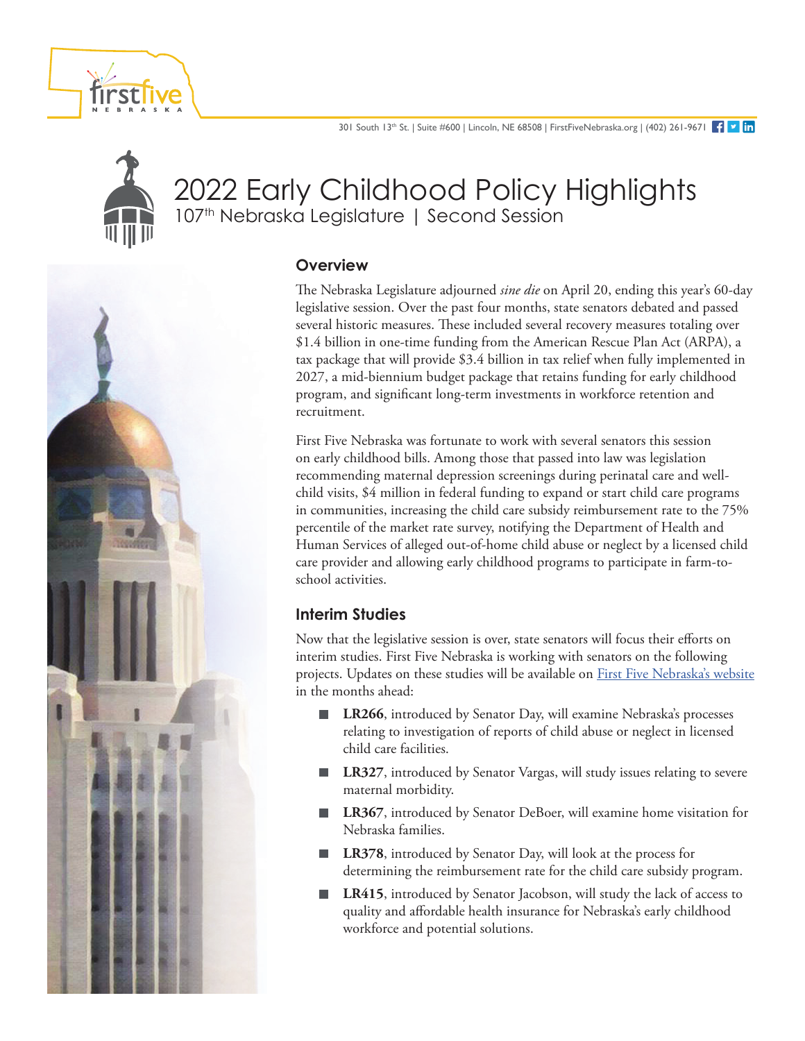301 South 13th St. | Suite #600 | Lincoln, NE 68508 | FirstFiveNebraska.org | (402) 261-9671

# 2022 Early Childhood Policy Highlights

107th Nebraska Legislature | Second Session

## Overview

The Nebraska Legislature adjourned *sine die* on April 20, ending this year's 60-day legislative session. Over the past four months, state senators debated and passed several historic measures. These included several recovery measures totaling over $1.4 billion in one-time funding from the American Rescue Plan Act (ARPA), a tax package that will provide $3.4 billion in tax relief when fully implemented in 2027, a mid-biennium budget package that retains funding for early childhood program, and significant long-term investments in workforce retention and recruitment.

First Five Nebraska was fortunate to work with several senators this session on early childhood bills. Among those that passed into law was legislation recommending maternal depression screenings during perinatal care and well-child visits, $4 million in federal funding to expand or start child care programs in communities, increasing the child care subsidy reimbursement rate to the 75% percentile of the market rate survey, notifying the Department of Health and Human Services of alleged out-of-home child abuse or neglect by a licensed child care provider and allowing early childhood programs to participate in farm-to-school activities.

## Interim Studies

Now that the legislative session is over, state senators will focus their efforts on interim studies. First Five Nebraska is working with senators on the following projects. Updates on these studies will be available on First Five Nebraska's website in the months ahead:

- **LR266**, introduced by Senator Day, will examine Nebraska's processes relating to investigation of reports of child abuse or neglect in licensed child care facilities.
- **LR327**, introduced by Senator Vargas, will study issues relating to severe maternal morbidity.
- **LR367**, introduced by Senator DeBoer, will examine home visitation for Nebraska families.
- **LR378**, introduced by Senator Day, will look at the process for determining the reimbursement rate for the child care subsidy program.
- **LR415**, introduced by Senator Jacobson, will study the lack of access to quality and affordable health insurance for Nebraska's early childhood workforce and potential solutions.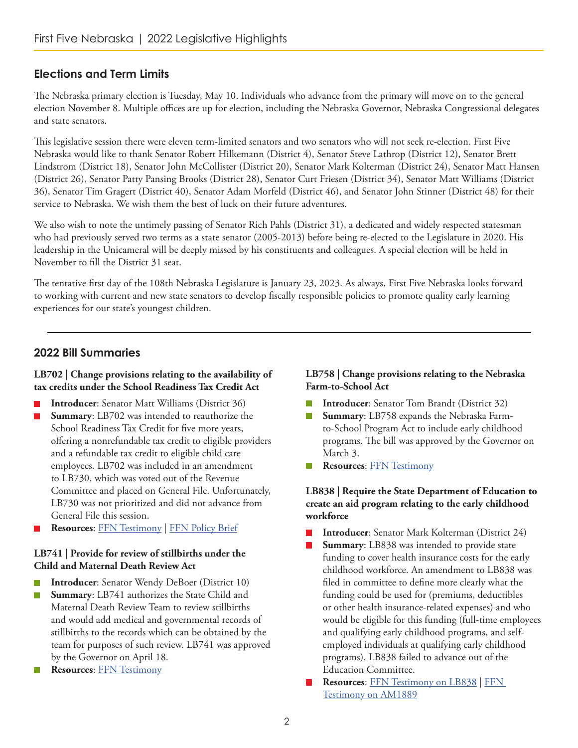## Elections and Term Limits

The Nebraska primary election is Tuesday, May 10. Individuals who advance from the primary will move on to the general election November 8. Multiple offices are up for election, including the Nebraska Governor, Nebraska Congressional delegates and state senators.

This legislative session there were eleven term-limited senators and two senators who will not seek re-election. First Five Nebraska would like to thank Senator Robert Hilkemann (District 4), Senator Steve Lathrop (District 12), Senator Brett Lindstrom (District 18), Senator John McCollister (District 20), Senator Mark Kolterman (District 24), Senator Matt Hansen (District 26), Senator Patty Pansing Brooks (District 28), Senator Curt Friesen (District 34), Senator Matt Williams (District 36), Senator Tim Gragert (District 40), Senator Adam Morfeld (District 46), and Senator John Stinner (District 48) for their service to Nebraska. We wish them the best of luck on their future adventures.

We also wish to note the untimely passing of Senator Rich Pahls (District 31), a dedicated and widely respected statesman who had previously served two terms as a state senator (2005-2013) before being re-elected to the Legislature in 2020. His leadership in the Unicameral will be deeply missed by his constituents and colleagues. A special election will be held in November to fill the District 31 seat.

The tentative first day of the 108th Nebraska Legislature is January 23, 2023. As always, First Five Nebraska looks forward to working with current and new state senators to develop fiscally responsible policies to promote quality early learning experiences for our state's youngest children.

---

## 2022 Bill Summaries

### LB702 | Change provisions relating to the availability of tax credits under the School Readiness Tax Credit Act

- **Introducer**: Senator Matt Williams (District 36)
- **Summary**: LB702 was intended to reauthorize the School Readiness Tax Credit for five more years, offering a nonrefundable tax credit to eligible providers and a refundable tax credit to eligible child care employees. LB702 was included in an amendment to LB730, which was voted out of the Revenue Committee and placed on General File. Unfortunately, LB730 was not prioritized and did not advance from General File this session.
- **Resources**: FFN Testimony | FFN Policy Brief

### LB741 | Provide for review of stillbirths under the Child and Maternal Death Review Act

- **Introducer**: Senator Wendy DeBoer (District 10)
- **Summary**: LB741 authorizes the State Child and Maternal Death Review Team to review stillbirths and would add medical and governmental records of stillbirths to the records which can be obtained by the team for purposes of such review. LB741 was approved by the Governor on April 18.
- **Resources**: FFN Testimony

### LB758 | Change provisions relating to the Nebraska Farm-to-School Act

- **Introducer**: Senator Tom Brandt (District 32)
- **Summary**: LB758 expands the Nebraska Farm-to-School Program Act to include early childhood programs. The bill was approved by the Governor on March 3.
- **Resources**: FFN Testimony

### LB838 | Require the State Department of Education to create an aid program relating to the early childhood workforce

- **Introducer**: Senator Mark Kolterman (District 24)
- **Summary**: LB838 was intended to provide state funding to cover health insurance costs for the early childhood workforce. An amendment to LB838 was filed in committee to define more clearly what the funding could be used for (premiums, deductibles or other health insurance-related expenses) and who would be eligible for this funding (full-time employees and qualifying early childhood programs, and self-employed individuals at qualifying early childhood programs). LB838 failed to advance out of the Education Committee.
- **Resources**: FFN Testimony on LB838 | FFN Testimony on AM1889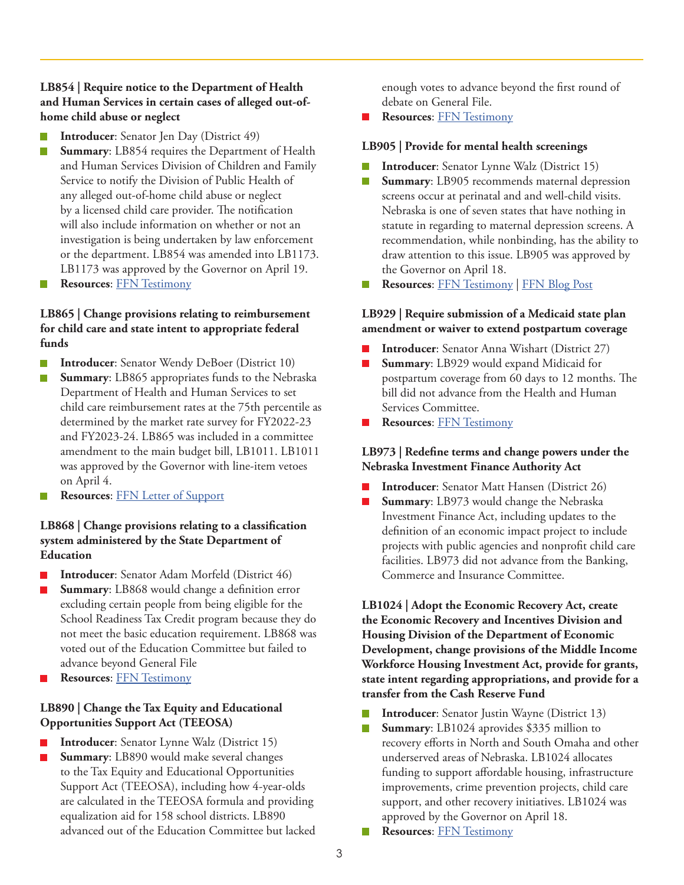### LB854 | Require notice to the Department of Health and Human Services in certain cases of alleged out-of-home child abuse or neglect

- **Introducer**: Senator Jen Day (District 49)
- **Summary**: LB854 requires the Department of Health and Human Services Division of Children and Family Service to notify the Division of Public Health of any alleged out-of-home child abuse or neglect by a licensed child care provider. The notification will also include information on whether or not an investigation is being undertaken by law enforcement or the department. LB854 was amended into LB1173. LB1173 was approved by the Governor on April 19.
- **Resources**: FFN Testimony

### LB865 | Change provisions relating to reimbursement for child care and state intent to appropriate federal funds

- **Introducer**: Senator Wendy DeBoer (District 10)
- **Summary**: LB865 appropriates funds to the Nebraska Department of Health and Human Services to set child care reimbursement rates at the 75th percentile as determined by the market rate survey for FY2022-23 and FY2023-24. LB865 was included in a committee amendment to the main budget bill, LB1011. LB1011 was approved by the Governor with line-item vetoes on April 4.
- **Resources**: FFN Letter of Support

### LB868 | Change provisions relating to a classification system administered by the State Department of Education

- **Introducer**: Senator Adam Morfeld (District 46)
- **Summary**: LB868 would change a definition error excluding certain people from being eligible for the School Readiness Tax Credit program because they do not meet the basic education requirement. LB868 was voted out of the Education Committee but failed to advance beyond General File
- **Resources**: FFN Testimony

### LB890 | Change the Tax Equity and Educational Opportunities Support Act (TEEOSA)

- **Introducer**: Senator Lynne Walz (District 15)
- **Summary**: LB890 would make several changes to the Tax Equity and Educational Opportunities Support Act (TEEOSA), including how 4-year-olds are calculated in the TEEOSA formula and providing equalization aid for 158 school districts. LB890 advanced out of the Education Committee but lacked enough votes to advance beyond the first round of debate on General File.
- **Resources**: FFN Testimony

### LB905 | Provide for mental health screenings

- **Introducer**: Senator Lynne Walz (District 15)
- **Summary**: LB905 recommends maternal depression screens occur at perinatal and and well-child visits. Nebraska is one of seven states that have nothing in statute in regarding to maternal depression screens. A recommendation, while nonbinding, has the ability to draw attention to this issue. LB905 was approved by the Governor on April 18.
- **Resources**: FFN Testimony | FFN Blog Post

### LB929 | Require submission of a Medicaid state plan amendment or waiver to extend postpartum coverage

- **Introducer**: Senator Anna Wishart (District 27)
- **Summary**: LB929 would expand Midicaid for postpartum coverage from 60 days to 12 months. The bill did not advance from the Health and Human Services Committee.
- **Resources**: FFN Testimony

### LB973 | Redefine terms and change powers under the Nebraska Investment Finance Authority Act

- **Introducer**: Senator Matt Hansen (District 26)
- **Summary**: LB973 would change the Nebraska Investment Finance Act, including updates to the definition of an economic impact project to include projects with public agencies and nonprofit child care facilities. LB973 did not advance from the Banking, Commerce and Insurance Committee.

### LB1024 | Adopt the Economic Recovery Act, create the Economic Recovery and Incentives Division and Housing Division of the Department of Economic Development, change provisions of the Middle Income Workforce Housing Investment Act, provide for grants, state intent regarding appropriations, and provide for a transfer from the Cash Reserve Fund

- **Introducer**: Senator Justin Wayne (District 13)
- **Summary**: LB1024 aprovides $335 million to recovery efforts in North and South Omaha and other underserved areas of Nebraska. LB1024 allocates funding to support affordable housing, infrastructure improvements, crime prevention projects, child care support, and other recovery initiatives. LB1024 was approved by the Governor on April 18.
- **Resources**: FFN Testimony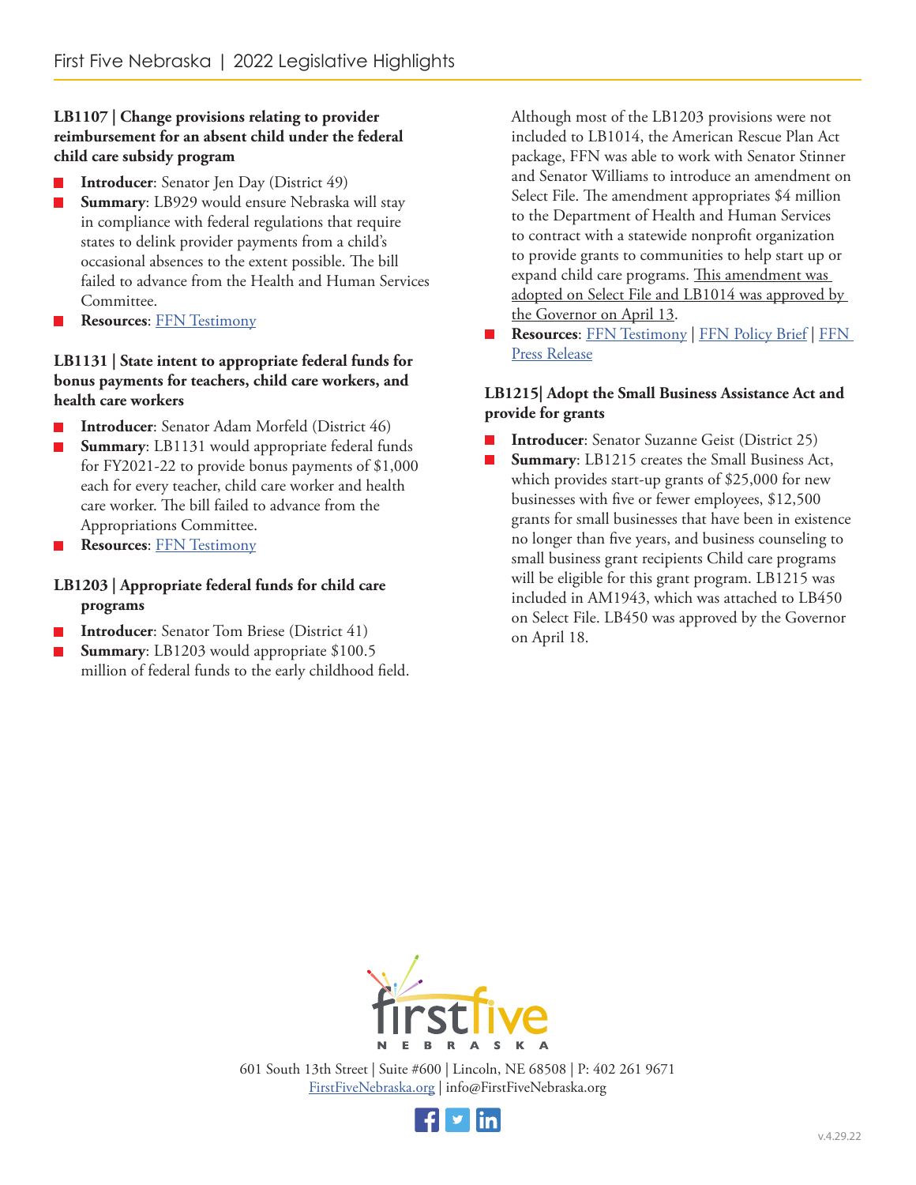### LB1107 | Change provisions relating to provider reimbursement for an absent child under the federal child care subsidy program

- **Introducer**: Senator Jen Day (District 49)
- **Summary**: LB929 would ensure Nebraska will stay in compliance with federal regulations that require states to delink provider payments from a child's occasional absences to the extent possible. The bill failed to advance from the Health and Human Services Committee.
- **Resources**: FFN Testimony

### LB1131 | State intent to appropriate federal funds for bonus payments for teachers, child care workers, and health care workers

- **Introducer**: Senator Adam Morfeld (District 46)
- **Summary**: LB1131 would appropriate federal funds for FY2021-22 to provide bonus payments of $1,000 each for every teacher, child care worker and health care worker. The bill failed to advance from the Appropriations Committee.
- **Resources**: FFN Testimony

### LB1203 | Appropriate federal funds for child care programs

- **Introducer**: Senator Tom Briese (District 41)
- **Summary**: LB1203 would appropriate $100.5 million of federal funds to the early childhood field. Although most of the LB1203 provisions were not included to LB1014, the American Rescue Plan Act package, FFN was able to work with Senator Stinner and Senator Williams to introduce an amendment on Select File. The amendment appropriates $4 million to the Department of Health and Human Services to contract with a statewide nonprofit organization to provide grants to communities to help start up or expand child care programs. This amendment was adopted on Select File and LB1014 was approved by the Governor on April 13.
- **Resources**: FFN Testimony | FFN Policy Brief | FFN Press Release

### LB1215| Adopt the Small Business Assistance Act and provide for grants

- **Introducer**: Senator Suzanne Geist (District 25)
- **Summary**: LB1215 creates the Small Business Act, which provides start-up grants of $25,000 for new businesses with five or fewer employees, $12,500 grants for small businesses that have been in existence no longer than five years, and business counseling to small business grant recipients Child care programs will be eligible for this grant program. LB1215 was included in AM1943, which was attached to LB450 on Select File. LB450 was approved by the Governor on April 18.

601 South 13th Street | Suite #600 | Lincoln, NE 68508 | P: 402 261 9671
FirstFiveNebraska.org | info@FirstFiveNebraska.org

v.4.29.22